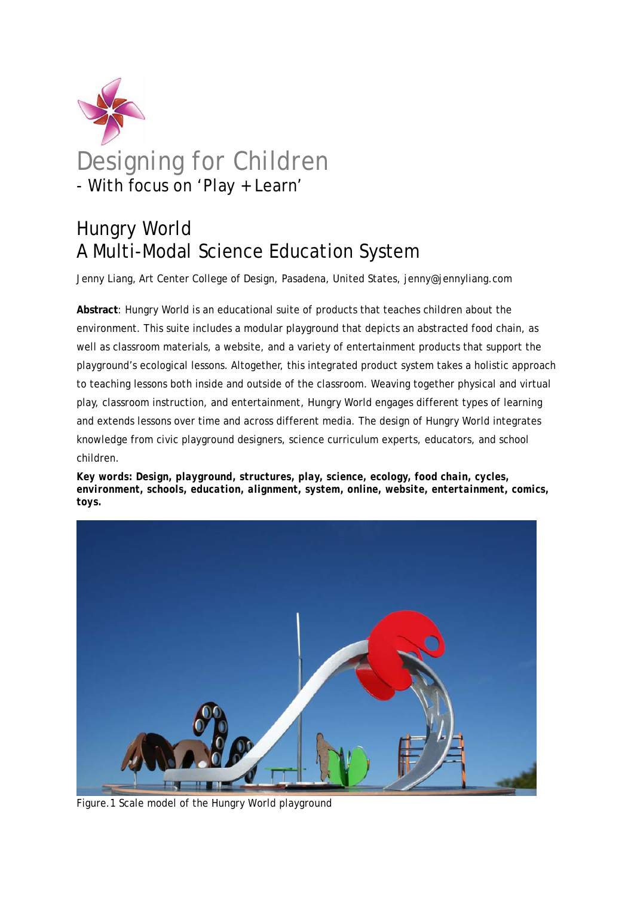# Designing for Children

- With focus on 'Play + Learn'

## Hungry World
## A Multi-Modal Science Education System

Jenny Liang, Art Center College of Design, Pasadena, United States, jenny@jennyliang.com

**Abstract**: Hungry World is an educational suite of products that teaches children about the environment. This suite includes a modular playground that depicts an abstracted food chain, as well as classroom materials, a website, and a variety of entertainment products that support the playground's ecological lessons. Altogether, this integrated product system takes a holistic approach to teaching lessons both inside and outside of the classroom. Weaving together physical and virtual play, classroom instruction, and entertainment, Hungry World engages different types of learning and extends lessons over time and across different media. The design of Hungry World integrates knowledge from civic playground designers, science curriculum experts, educators, and school children.

**Key words: Design, playground, structures, play, science, ecology, food chain, cycles, environment, schools, education, alignment, system, online, website, entertainment, comics, toys.**

Figure.1 Scale model of the Hungry World playground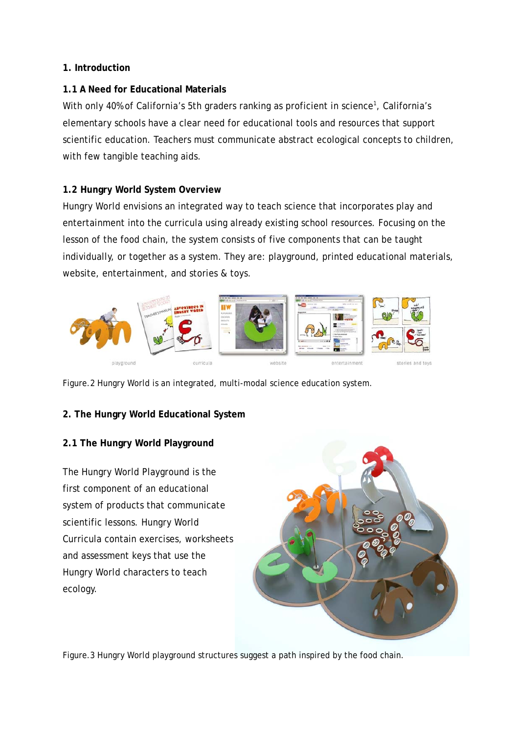## 1. Introduction

### 1.1 A Need for Educational Materials

With only 40% of California's 5th graders ranking as proficient in science[1], California's elementary schools have a clear need for educational tools and resources that support scientific education. Teachers must communicate abstract ecological concepts to children, with few tangible teaching aids.

### 1.2 Hungry World System Overview

Hungry World envisions an integrated way to teach science that incorporates play and entertainment into the curricula using already existing school resources. Focusing on the lesson of the food chain, the system consists of five components that can be taught individually, or together as a system. They are: playground, printed educational materials, website, entertainment, and stories & toys.

Figure. 2 Hungry World is an integrated, multi-modal science education system.

## 2. The Hungry World Educational System

### 2.1 The Hungry World Playground

The Hungry World Playground is the first component of an educational system of products that communicate scientific lessons. Hungry World Curricula contain exercises, worksheets and assessment keys that use the Hungry World characters to teach ecology.

Figure. 3 Hungry World playground structures suggest a path inspired by the food chain.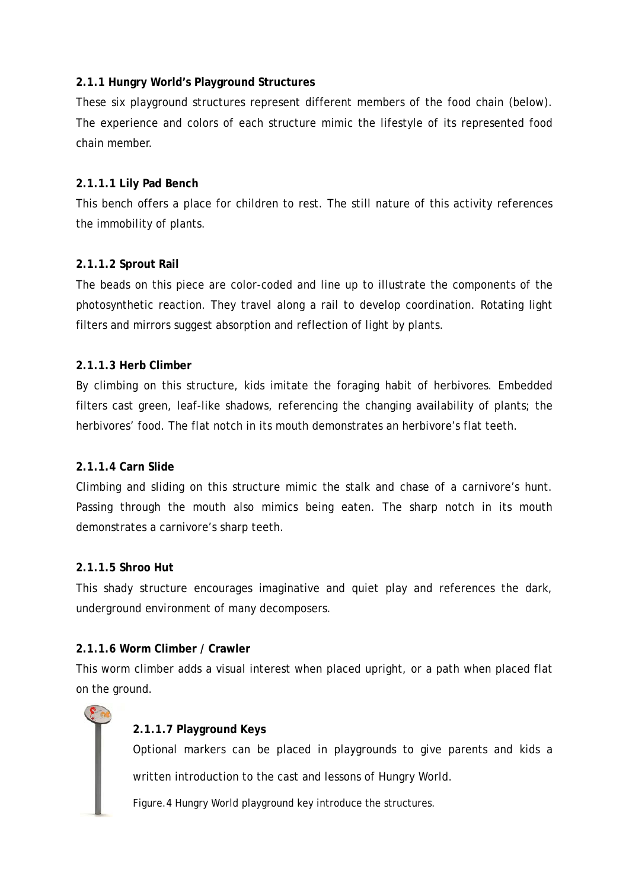### 2.1.1 Hungry World's Playground Structures

These six playground structures represent different members of the food chain (below). The experience and colors of each structure mimic the lifestyle of its represented food chain member.

#### 2.1.1.1 Lily Pad Bench

This bench offers a place for children to rest. The still nature of this activity references the immobility of plants.

#### 2.1.1.2 Sprout Rail

The beads on this piece are color-coded and line up to illustrate the components of the photosynthetic reaction. They travel along a rail to develop coordination. Rotating light filters and mirrors suggest absorption and reflection of light by plants.

#### 2.1.1.3 Herb Climber

By climbing on this structure, kids imitate the foraging habit of herbivores. Embedded filters cast green, leaf-like shadows, referencing the changing availability of plants; the herbivores' food. The flat notch in its mouth demonstrates an herbivore's flat teeth.

#### 2.1.1.4 Carn Slide

Climbing and sliding on this structure mimic the stalk and chase of a carnivore's hunt. Passing through the mouth also mimics being eaten. The sharp notch in its mouth demonstrates a carnivore's sharp teeth.

#### 2.1.1.5 Shroo Hut

This shady structure encourages imaginative and quiet play and references the dark, underground environment of many decomposers.

#### 2.1.1.6 Worm Climber / Crawler

This worm climber adds a visual interest when placed upright, or a path when placed flat on the ground.

#### 2.1.1.7 Playground Keys

Optional markers can be placed in playgrounds to give parents and kids a written introduction to the cast and lessons of Hungry World.

Figure.4 Hungry World playground key introduce the structures.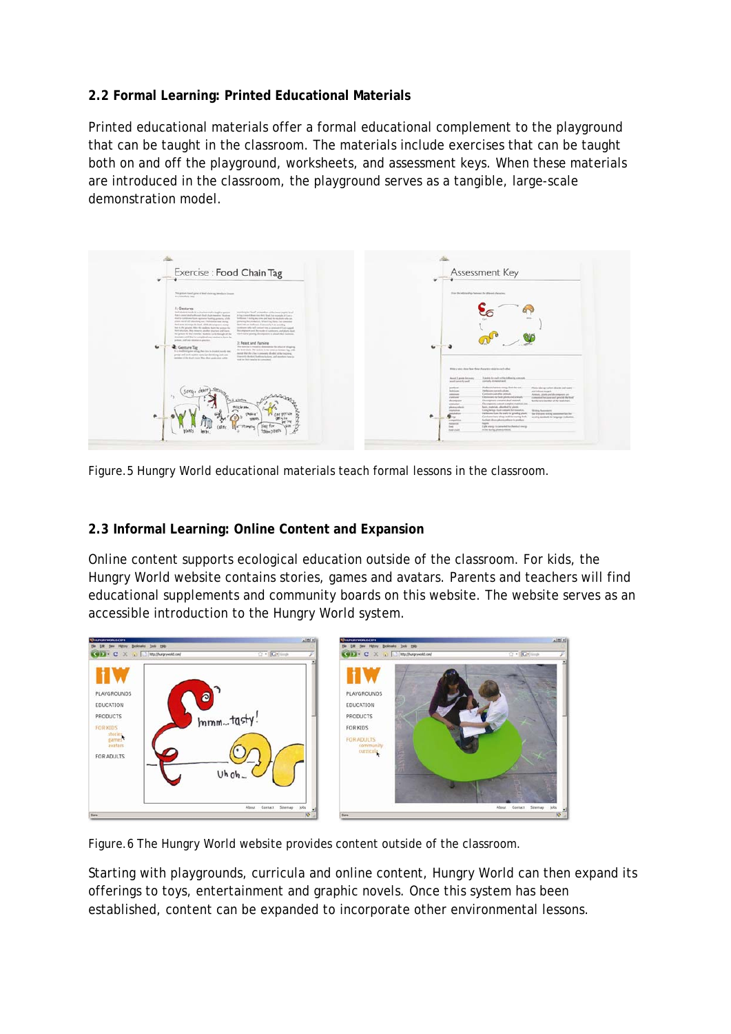## 2.2 Formal Learning: Printed Educational Materials

Printed educational materials offer a formal educational complement to the playground that can be taught in the classroom. The materials include exercises that can be taught both on and off the playground, worksheets, and assessment keys. When these materials are introduced in the classroom, the playground serves as a tangible, large-scale demonstration model.

Figure.5 Hungry World educational materials teach formal lessons in the classroom.

## 2.3 Informal Learning: Online Content and Expansion

Online content supports ecological education outside of the classroom. For kids, the Hungry World website contains stories, games and avatars. Parents and teachers will find educational supplements and community boards on this website. The website serves as an accessible introduction to the Hungry World system.

Figure.6 The Hungry World website provides content outside of the classroom.

Starting with playgrounds, curricula and online content, Hungry World can then expand its offerings to toys, entertainment and graphic novels. Once this system has been established, content can be expanded to incorporate other environmental lessons.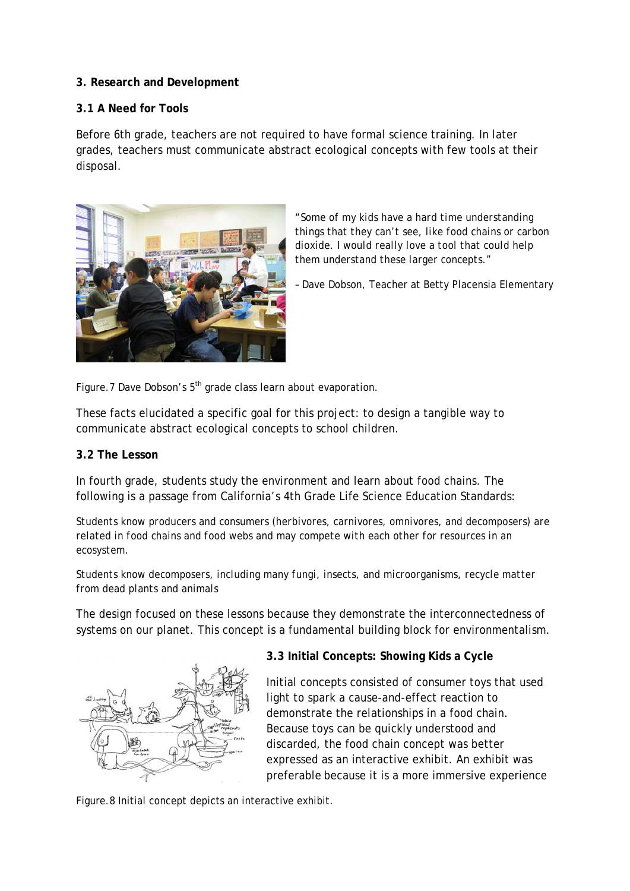### 3. Research and Development

#### 3.1 A Need for Tools

Before 6th grade, teachers are not required to have formal science training. In later grades, teachers must communicate abstract ecological concepts with few tools at their disposal.

*"Some of my kids have a hard time understanding things that they can't see, like food chains or carbon dioxide. I would really love a tool that could help them understand these larger concepts."*

– Dave Dobson, Teacher at Betty Placensia Elementary

Figure.7 Dave Dobson's 5th grade class learn about evaporation.

These facts elucidated a specific goal for this project: to design a tangible way to communicate abstract ecological concepts to school children.

#### 3.2 The Lesson

In fourth grade, students study the environment and learn about food chains. The following is a passage from California's 4th Grade Life Science Education Standards:

Students know producers and consumers (herbivores, carnivores, omnivores, and decomposers) are related in food chains and food webs and may compete with each other for resources in an ecosystem.

Students know decomposers, including many fungi, insects, and microorganisms, recycle matter from dead plants and animals

The design focused on these lessons because they demonstrate the interconnectedness of systems on our planet. This concept is a fundamental building block for environmentalism.

#### 3.3 Initial Concepts: Showing Kids a Cycle

Initial concepts consisted of consumer toys that used light to spark a cause-and-effect reaction to demonstrate the relationships in a food chain. Because toys can be quickly understood and discarded, the food chain concept was better expressed as an interactive exhibit. An exhibit was preferable because it is a more immersive experience

Figure.8 Initial concept depicts an interactive exhibit.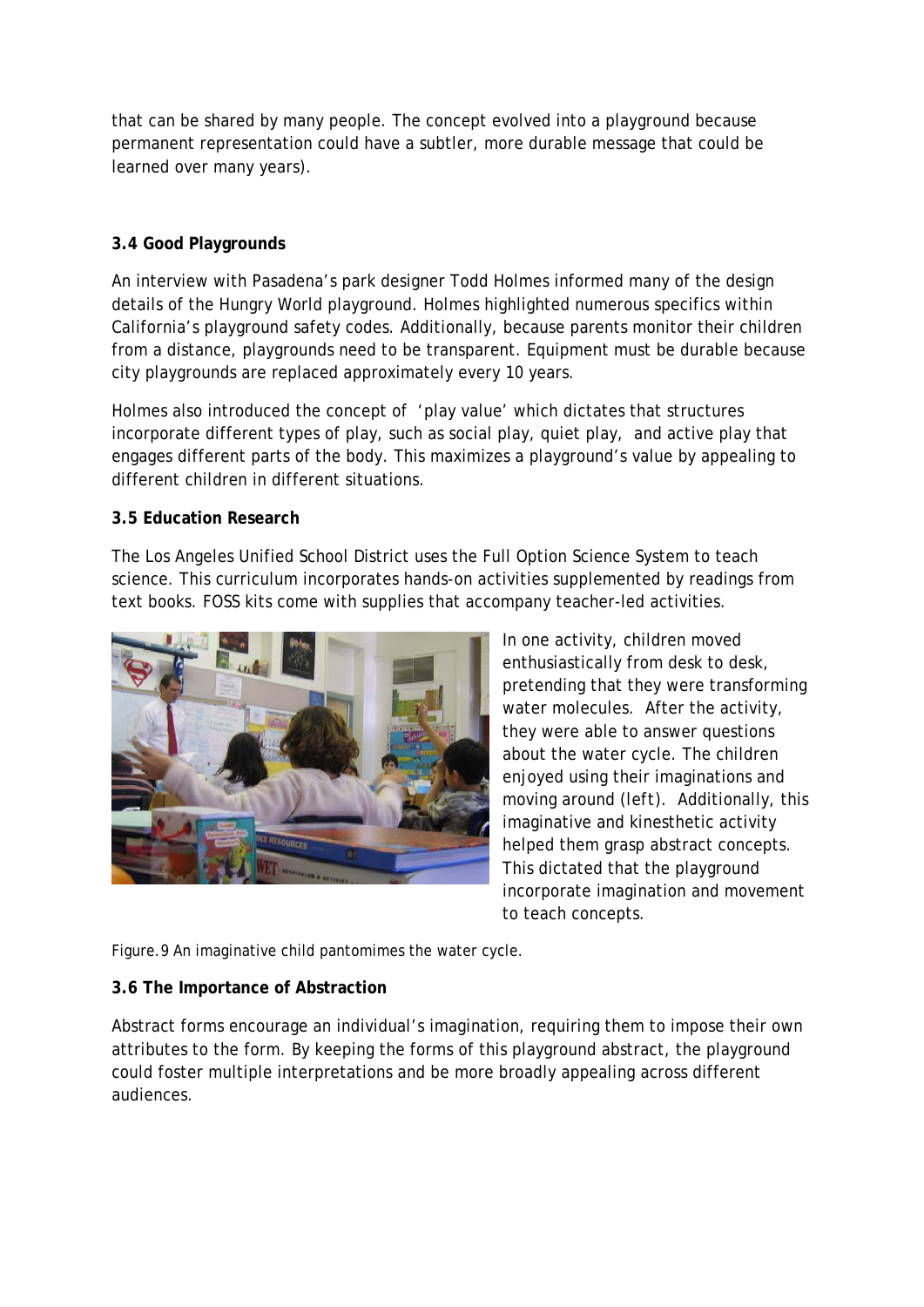that can be shared by many people. The concept evolved into a playground because permanent representation could have a subtler, more durable message that could be learned over many years).

**3.4 Good Playgrounds**

An interview with Pasadena's park designer Todd Holmes informed many of the design details of the Hungry World playground. Holmes highlighted numerous specifics within California's playground safety codes. Additionally, because parents monitor their children from a distance, playgrounds need to be transparent. Equipment must be durable because city playgrounds are replaced approximately every 10 years.

Holmes also introduced the concept of 'play value' which dictates that structures incorporate different types of play, such as social play, quiet play, and active play that engages different parts of the body. This maximizes a playground's value by appealing to different children in different situations.

**3.5 Education Research**

The Los Angeles Unified School District uses the Full Option Science System to teach science. This curriculum incorporates hands-on activities supplemented by readings from text books. FOSS kits come with supplies that accompany teacher-led activities.

In one activity, children moved enthusiastically from desk to desk, pretending that they were transforming water molecules. After the activity, they were able to answer questions about the water cycle. The children enjoyed using their imaginations and moving around (left). Additionally, this imaginative and kinesthetic activity helped them grasp abstract concepts. This dictated that the playground incorporate imagination and movement to teach concepts.

Figure.9 An imaginative child pantomimes the water cycle.

**3.6 The Importance of Abstraction**

Abstract forms encourage an individual's imagination, requiring them to impose their own attributes to the form. By keeping the forms of this playground abstract, the playground could foster multiple interpretations and be more broadly appealing across different audiences.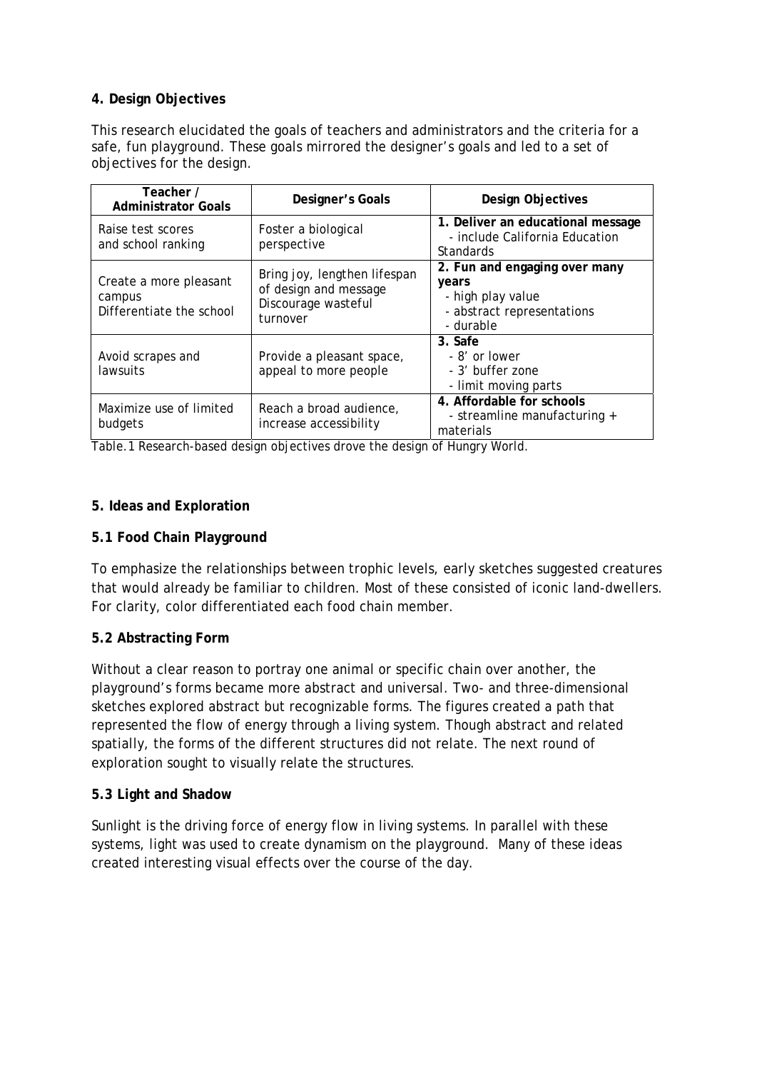## 4. Design Objectives

This research elucidated the goals of teachers and administrators and the criteria for a safe, fun playground. These goals mirrored the designer's goals and led to a set of objectives for the design.

| Teacher / Administrator Goals | Designer's Goals | Design Objectives |
|---|---|---|
| Raise test scores and school ranking | Foster a biological perspective | **1. Deliver an educational message**<br>- include California Education Standards |
| Create a more pleasant campus<br>Differentiate the school | Bring joy, lengthen lifespan of design and message<br>Discourage wasteful turnover | **2. Fun and engaging over many years**<br>- high play value<br>- abstract representations<br>- durable |
| Avoid scrapes and lawsuits | Provide a pleasant space, appeal to more people | **3. Safe**<br>- 8' or lower<br>- 3' buffer zone<br>- limit moving parts |
| Maximize use of limited budgets | Reach a broad audience, increase accessibility | **4. Affordable for schools**<br>- streamline manufacturing + materials |

Table.1 Research-based design objectives drove the design of Hungry World.

## 5. Ideas and Exploration

### 5.1 Food Chain Playground

To emphasize the relationships between trophic levels, early sketches suggested creatures that would already be familiar to children. Most of these consisted of iconic land-dwellers. For clarity, color differentiated each food chain member.

### 5.2 Abstracting Form

Without a clear reason to portray one animal or specific chain over another, the playground's forms became more abstract and universal. Two- and three-dimensional sketches explored abstract but recognizable forms. The figures created a path that represented the flow of energy through a living system. Though abstract and related spatially, the forms of the different structures did not relate. The next round of exploration sought to visually relate the structures.

### 5.3 Light and Shadow

Sunlight is the driving force of energy flow in living systems. In parallel with these systems, light was used to create dynamism on the playground. Many of these ideas created interesting visual effects over the course of the day.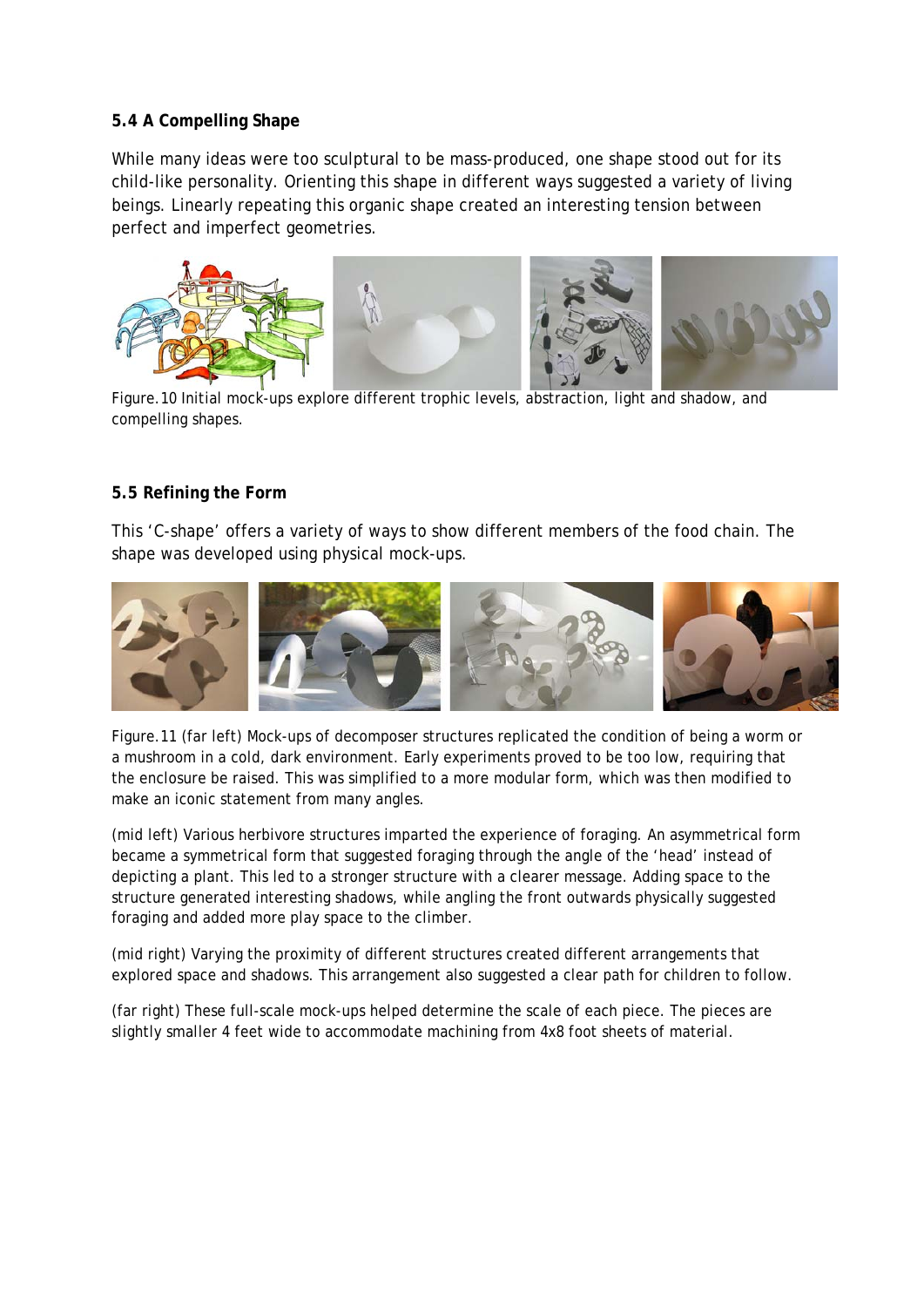### 5.4 A Compelling Shape

While many ideas were too sculptural to be mass-produced, one shape stood out for its child-like personality. Orienting this shape in different ways suggested a variety of living beings. Linearly repeating this organic shape created an interesting tension between perfect and imperfect geometries.

Figure.10 Initial mock-ups explore different trophic levels, abstraction, light and shadow, and compelling shapes.

### 5.5 Refining the Form

This 'C-shape' offers a variety of ways to show different members of the food chain. The shape was developed using physical mock-ups.

Figure.11 (far left) Mock-ups of decomposer structures replicated the condition of being a worm or a mushroom in a cold, dark environment. Early experiments proved to be too low, requiring that the enclosure be raised. This was simplified to a more modular form, which was then modified to make an iconic statement from many angles.

(mid left) Various herbivore structures imparted the experience of foraging. An asymmetrical form became a symmetrical form that suggested foraging through the angle of the 'head' instead of depicting a plant. This led to a stronger structure with a clearer message. Adding space to the structure generated interesting shadows, while angling the front outwards physically suggested foraging and added more play space to the climber.

(mid right) Varying the proximity of different structures created different arrangements that explored space and shadows. This arrangement also suggested a clear path for children to follow.

(far right) These full-scale mock-ups helped determine the scale of each piece. The pieces are slightly smaller 4 feet wide to accommodate machining from 4x8 foot sheets of material.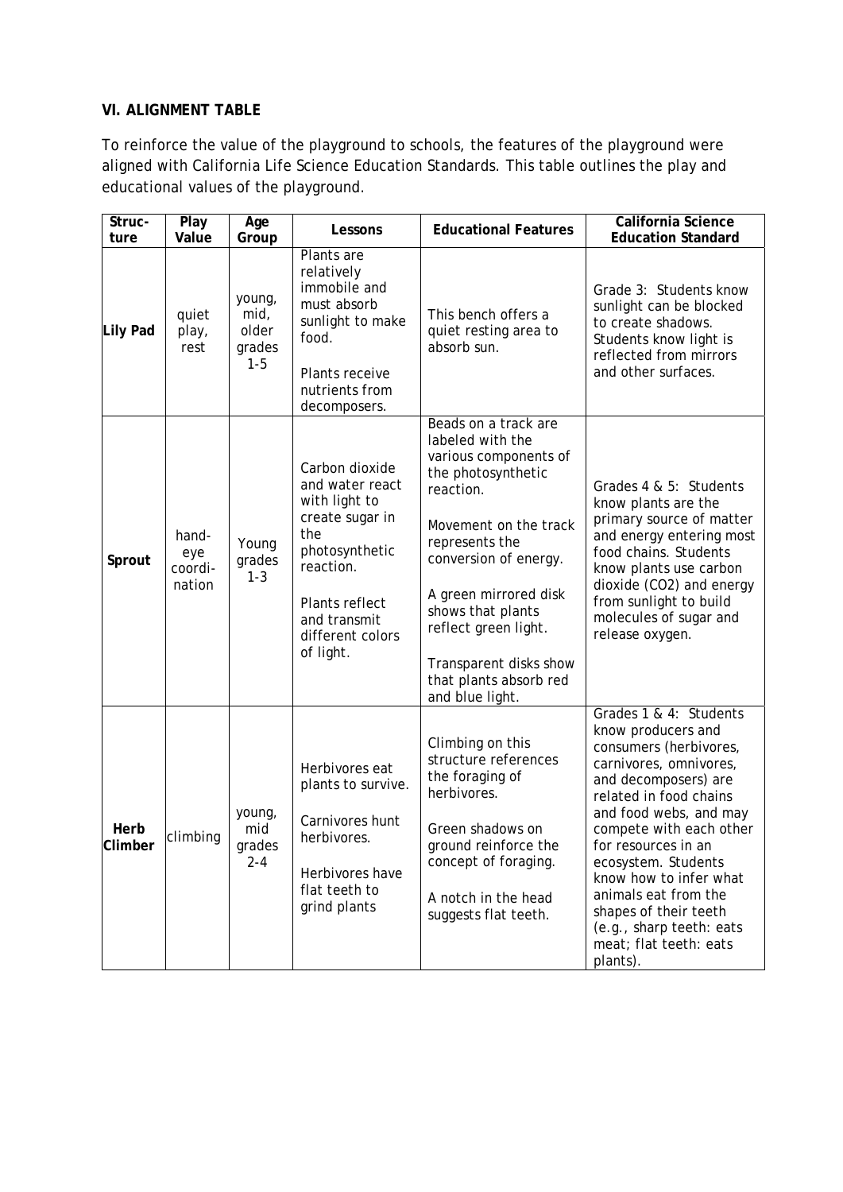**VI. ALIGNMENT TABLE**

To reinforce the value of the playground to schools, the features of the playground were aligned with California Life Science Education Standards. This table outlines the play and educational values of the playground.

| Structure | Play Value | Age Group | Lessons | Educational Features | California Science Education Standard |
|---|---|---|---|---|---|
| **Lily Pad** | quiet play, rest | young, mid, older grades 1-5 | Plants are relatively immobile and must absorb sunlight to make food.<br><br>Plants receive nutrients from decomposers. | This bench offers a quiet resting area to absorb sun. | Grade 3: Students know sunlight can be blocked to create shadows. Students know light is reflected from mirrors and other surfaces. |
| **Sprout** | hand-eye coordination | Young grades 1-3 | Carbon dioxide and water react with light to create sugar in the photosynthetic reaction.<br><br>Plants reflect and transmit different colors of light. | Beads on a track are labeled with the various components of the photosynthetic reaction.<br><br>Movement on the track represents the conversion of energy.<br><br>A green mirrored disk shows that plants reflect green light.<br><br>Transparent disks show that plants absorb red and blue light. | Grades 4 & 5: Students know plants are the primary source of matter and energy entering most food chains. Students know plants use carbon dioxide ($CO_2$) and energy from sunlight to build molecules of sugar and release oxygen. |
| **Herb Climber** | climbing | young, mid grades 2-4 | Herbivores eat plants to survive.<br><br>Carnivores hunt herbivores.<br><br>Herbivores have flat teeth to grind plants | Climbing on this structure references the foraging of herbivores.<br><br>Green shadows on ground reinforce the concept of foraging.<br><br>A notch in the head suggests flat teeth. | Grades 1 & 4: Students know producers and consumers (herbivores, carnivores, omnivores, and decomposers) are related in food chains and food webs, and may compete with each other for resources in an ecosystem. Students know how to infer what animals eat from the shapes of their teeth (e.g., sharp teeth: eats meat; flat teeth: eats plants). |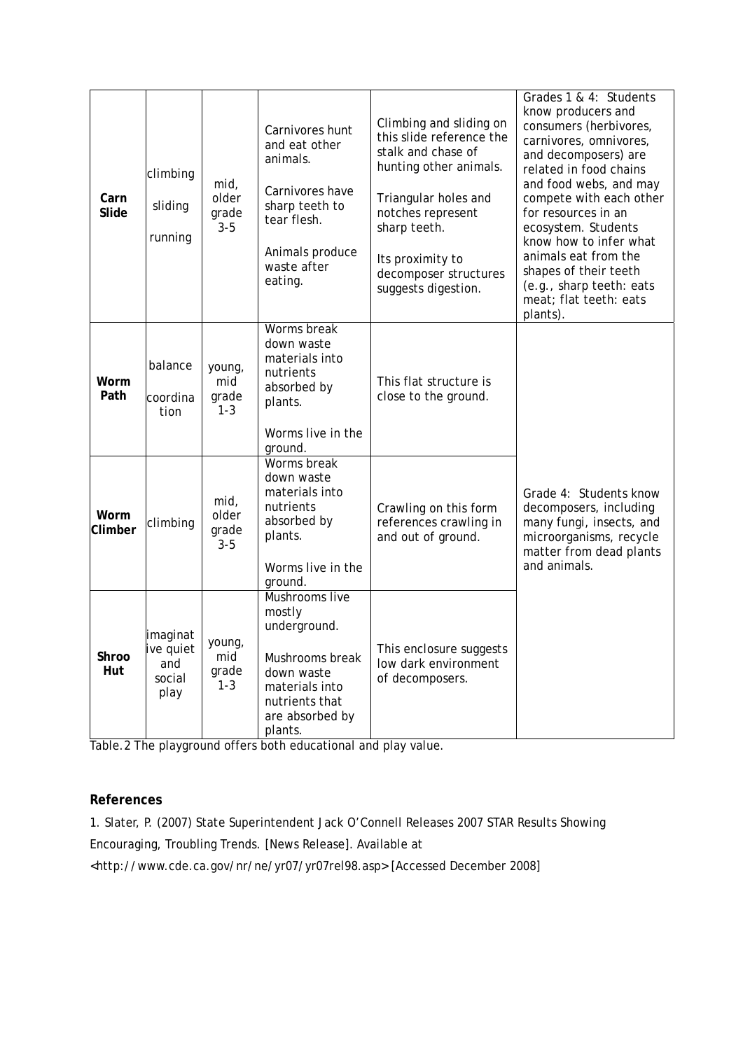| | | | | | |
|---|---|---|---|---|---|
| **Carn Slide** | climbing<br>sliding<br>running | mid, older grade 3-5 | Carnivores hunt and eat other animals.<br><br>Carnivores have sharp teeth to tear flesh.<br><br>Animals produce waste after eating. | Climbing and sliding on this slide reference the stalk and chase of hunting other animals.<br><br>Triangular holes and notches represent sharp teeth.<br><br>Its proximity to decomposer structures suggests digestion. | Grades 1 & 4: Students know producers and consumers (herbivores, carnivores, omnivores, and decomposers) are related in food chains and food webs, and may compete with each other for resources in an ecosystem. Students know how to infer what animals eat from the shapes of their teeth (e.g., sharp teeth: eats meat; flat teeth: eats plants). |
| **Worm Path** | balance<br>coordination | young, mid grade 1-3 | Worms break down waste materials into nutrients absorbed by plants.<br><br>Worms live in the ground. | This flat structure is close to the ground. | Grade 4: Students know decomposers, including many fungi, insects, and microorganisms, recycle matter from dead plants and animals. |
| **Worm Climber** | climbing | mid, older grade 3-5 | Worms break down waste materials into nutrients absorbed by plants.<br><br>Worms live in the ground. | Crawling on this form references crawling in and out of ground. | |
| **Shroo Hut** | imaginative quiet and social play | young, mid grade 1-3 | Mushrooms live mostly underground.<br><br>Mushrooms break down waste materials into nutrients that are absorbed by plants. | This enclosure suggests low dark environment of decomposers. | |

Table.2 The playground offers both educational and play value.

## References

1. Slater, P. (2007) State Superintendent Jack O'Connell Releases 2007 STAR Results Showing Encouraging, Troubling Trends. [News Release]. Available at <http://www.cde.ca.gov/nr/ne/yr07/yr07rel98.asp> [Accessed December 2008]